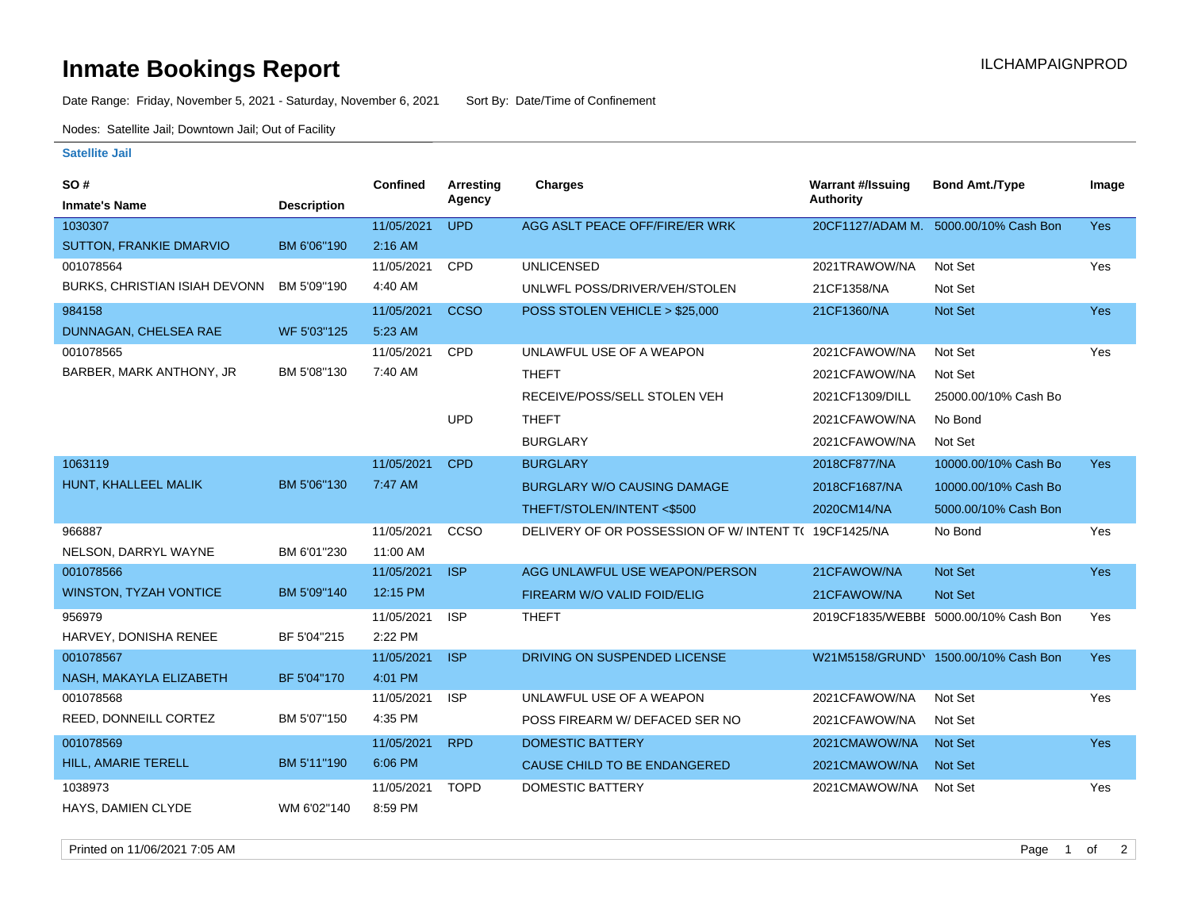# Inmate Bookings Report

ILCHAMPAIGNPROD

Date Range: Friday, November 5, 2021 - Saturday, November 6, 2021     Sort By: Date/Time of Confinement

Nodes: Satellite Jail; Downtown Jail; Out of Facility

**Satellite Jail**

| SO # / Inmate's Name | Description | Confined | Arresting Agency | Charges | Warrant #/Issuing Authority | Bond Amt./Type | Image |
|---|---|---|---|---|---|---|---|
| 1030307 SUTTON, FRANKIE DMARVIO | BM 6'06"190 | 11/05/2021 2:16 AM | UPD | AGG ASLT PEACE OFF/FIRE/ER WRK | 20CF1127/ADAM M. | 5000.00/10% Cash Bon | Yes |
| 001078564 BURKS, CHRISTIAN ISIAH DEVONN | BM 5'09"190 | 11/05/2021 4:40 AM | CPD | UNLICENSED | 2021TRAWOW/NA | Not Set | Yes |
| | | | | UNLWFL POSS/DRIVER/VEH/STOLEN | 21CF1358/NA | Not Set | |
| 984158 DUNNAGAN, CHELSEA RAE | WF 5'03"125 | 11/05/2021 5:23 AM | CCSO | POSS STOLEN VEHICLE > $25,000 | 21CF1360/NA | Not Set | Yes |
| 001078565 BARBER, MARK ANTHONY, JR | BM 5'08"130 | 11/05/2021 7:40 AM | CPD | UNLAWFUL USE OF A WEAPON | 2021CFAWOW/NA | Not Set | Yes |
| | | | | THEFT | 2021CFAWOW/NA | Not Set | |
| | | | | RECEIVE/POSS/SELL STOLEN VEH | 2021CF1309/DILL | 25000.00/10% Cash Bo | |
| | | | UPD | THEFT | 2021CFAWOW/NA | No Bond | |
| | | | | BURGLARY | 2021CFAWOW/NA | Not Set | |
| 1063119 HUNT, KHALLEEL MALIK | BM 5'06"130 | 11/05/2021 7:47 AM | CPD | BURGLARY | 2018CF877/NA | 10000.00/10% Cash Bo | Yes |
| | | | | BURGLARY W/O CAUSING DAMAGE | 2018CF1687/NA | 10000.00/10% Cash Bo | |
| | | | | THEFT/STOLEN/INTENT <$500 | 2020CM14/NA | 5000.00/10% Cash Bon | |
| 966887 NELSON, DARRYL WAYNE | BM 6'01"230 | 11/05/2021 11:00 AM | CCSO | DELIVERY OF OR POSSESSION OF W/ INTENT T( | 19CF1425/NA | No Bond | Yes |
| 001078566 WINSTON, TYZAH VONTICE | BM 5'09"140 | 11/05/2021 12:15 PM | ISP | AGG UNLAWFUL USE WEAPON/PERSON | 21CFAWOW/NA | Not Set | Yes |
| | | | | FIREARM W/O VALID FOID/ELIG | 21CFAWOW/NA | Not Set | |
| 956979 HARVEY, DONISHA RENEE | BF 5'04"215 | 11/05/2021 2:22 PM | ISP | THEFT | 2019CF1835/WEBBE | 5000.00/10% Cash Bon | Yes |
| 001078567 NASH, MAKAYLA ELIZABETH | BF 5'04"170 | 11/05/2021 4:01 PM | ISP | DRIVING ON SUSPENDED LICENSE | W21M5158/GRUND' | 1500.00/10% Cash Bon | Yes |
| 001078568 REED, DONNEILL CORTEZ | BM 5'07"150 | 11/05/2021 4:35 PM | ISP | UNLAWFUL USE OF A WEAPON | 2021CFAWOW/NA | Not Set | Yes |
| | | | | POSS FIREARM W/ DEFACED SER NO | 2021CFAWOW/NA | Not Set | |
| 001078569 HILL, AMARIE TERELL | BM 5'11"190 | 11/05/2021 6:06 PM | RPD | DOMESTIC BATTERY | 2021CMAWOW/NA | Not Set | Yes |
| | | | | CAUSE CHILD TO BE ENDANGERED | 2021CMAWOW/NA | Not Set | |
| 1038973 HAYS, DAMIEN CLYDE | WM 6'02"140 | 11/05/2021 8:59 PM | TOPD | DOMESTIC BATTERY | 2021CMAWOW/NA | Not Set | Yes |

Printed on 11/06/2021 7:05 AM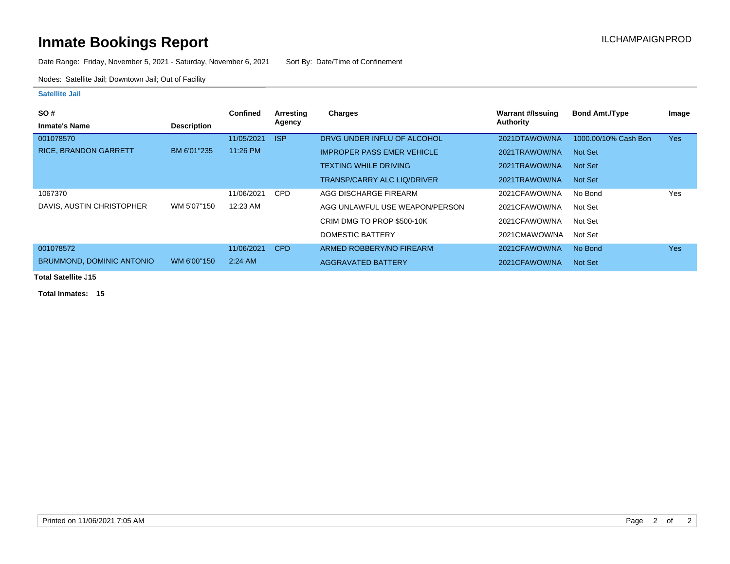# Inmate Bookings Report

ILCHAMPAIGNPROD

Date Range: Friday, November 5, 2021 - Saturday, November 6, 2021    Sort By: Date/Time of Confinement

Nodes: Satellite Jail; Downtown Jail; Out of Facility

**Satellite Jail**

| SO # / Inmate's Name | Description | Confined | Arresting Agency | Charges | Warrant #/Issuing Authority | Bond Amt./Type | Image |
|---|---|---|---|---|---|---|---|
| 001078570 | | 11/05/2021 | ISP | DRVG UNDER INFLU OF ALCOHOL | 2021DTAWOW/NA | 1000.00/10% Cash Bon | Yes |
| RICE, BRANDON GARRETT | BM 6'01"235 | 11:26 PM | | IMPROPER PASS EMER VEHICLE | 2021TRAWOW/NA | Not Set | |
| | | | | TEXTING WHILE DRIVING | 2021TRAWOW/NA | Not Set | |
| | | | | TRANSP/CARRY ALC LIQ/DRIVER | 2021TRAWOW/NA | Not Set | |
| 1067370 | | 11/06/2021 | CPD | AGG DISCHARGE FIREARM | 2021CFAWOW/NA | No Bond | Yes |
| DAVIS, AUSTIN CHRISTOPHER | WM 5'07"150 | 12:23 AM | | AGG UNLAWFUL USE WEAPON/PERSON | 2021CFAWOW/NA | Not Set | |
| | | | | CRIM DMG TO PROP $500-10K | 2021CFAWOW/NA | Not Set | |
| | | | | DOMESTIC BATTERY | 2021CMAWOW/NA | Not Set | |
| 001078572 | | 11/06/2021 | CPD | ARMED ROBBERY/NO FIREARM | 2021CFAWOW/NA | No Bond | Yes |
| BRUMMOND, DOMINIC ANTONIO | WM 6'00"150 | 2:24 AM | | AGGRAVATED BATTERY | 2021CFAWOW/NA | Not Set | |

**Total Satellite J15**

**Total Inmates: 15**

Printed on 11/06/2021 7:05 AM